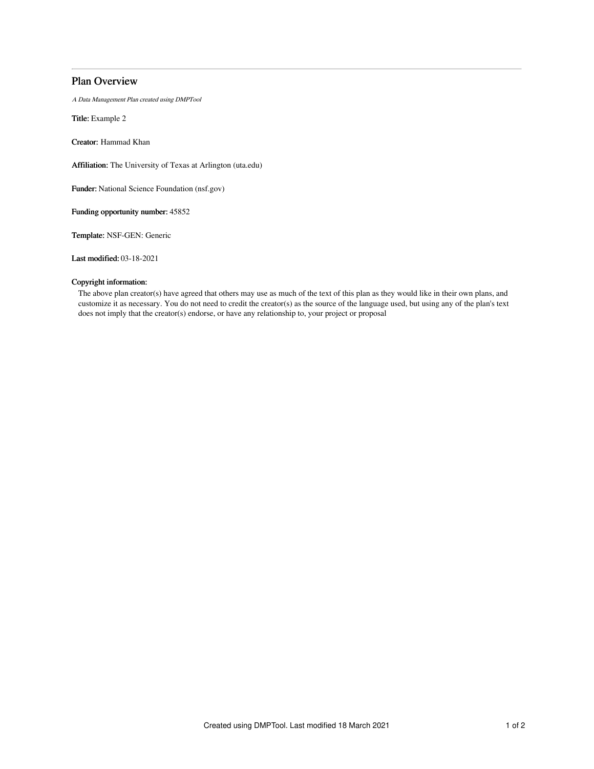# Plan Overview

*A Data Management Plan created using DMPTool*

**Title:** Example 2

**Creator:** Hammad Khan

**Affiliation:** The University of Texas at Arlington (uta.edu)

**Funder:** National Science Foundation (nsf.gov)

**Funding opportunity number:** 45852

**Template:** NSF-GEN: Generic

**Last modified:** 03-18-2021

**Copyright information:**

The above plan creator(s) have agreed that others may use as much of the text of this plan as they would like in their own plans, and customize it as necessary. You do not need to credit the creator(s) as the source of the language used, but using any of the plan's text does not imply that the creator(s) endorse, or have any relationship to, your project or proposal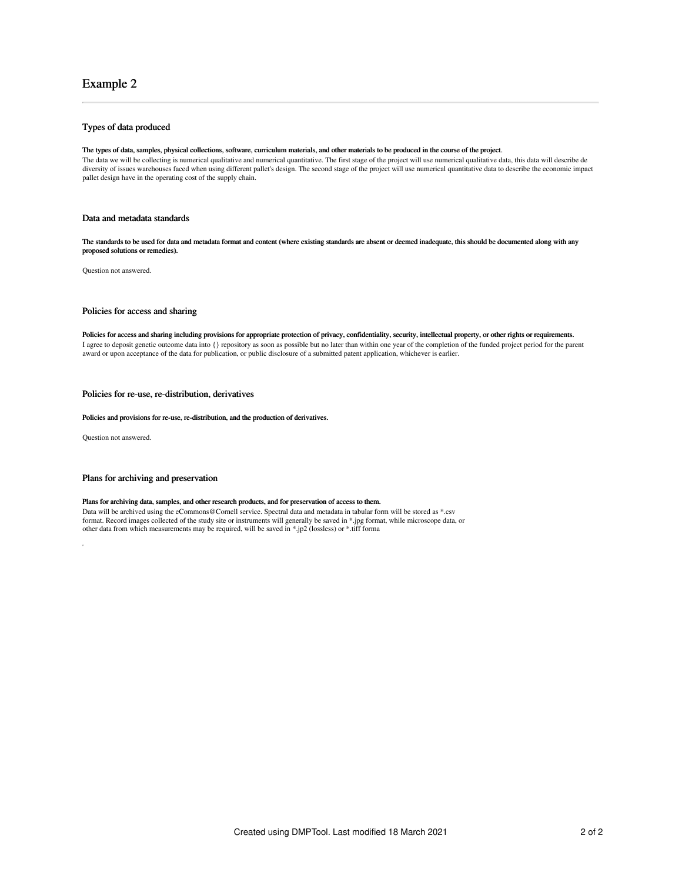# Example 2

## Types of data produced

**The types of data, samples, physical collections, software, curriculum materials, and other materials to be produced in the course of the project.**

The data we will be collecting is numerical qualitative and numerical quantitative. The first stage of the project will use numerical qualitative data, this data will describe de diversity of issues warehouses faced when using different pallet's design. The second stage of the project will use numerical quantitative data to describe the economic impact pallet design have in the operating cost of the supply chain.

## Data and metadata standards

**The standards to be used for data and metadata format and content (where existing standards are absent or deemed inadequate, this should be documented along with any proposed solutions or remedies).**

Question not answered.

## Policies for access and sharing

**Policies for access and sharing including provisions for appropriate protection of privacy, confidentiality, security, intellectual property, or other rights or requirements.**

I agree to deposit genetic outcome data into {} repository as soon as possible but no later than within one year of the completion of the funded project period for the parent award or upon acceptance of the data for publication, or public disclosure of a submitted patent application, whichever is earlier.

## Policies for re-use, re-distribution, derivatives

**Policies and provisions for re-use, re-distribution, and the production of derivatives.**

Question not answered.

## Plans for archiving and preservation

**Plans for archiving data, samples, and other research products, and for preservation of access to them.**

Data will be archived using the eCommons@Cornell service. Spectral data and metadata in tabular form will be stored as *.csv format. Record images collected of the study site or instruments will generally be saved in *.jpg format, while microscope data, or other data from which measurements may be required, will be saved in *.jp2 (lossless) or *.tiff forma